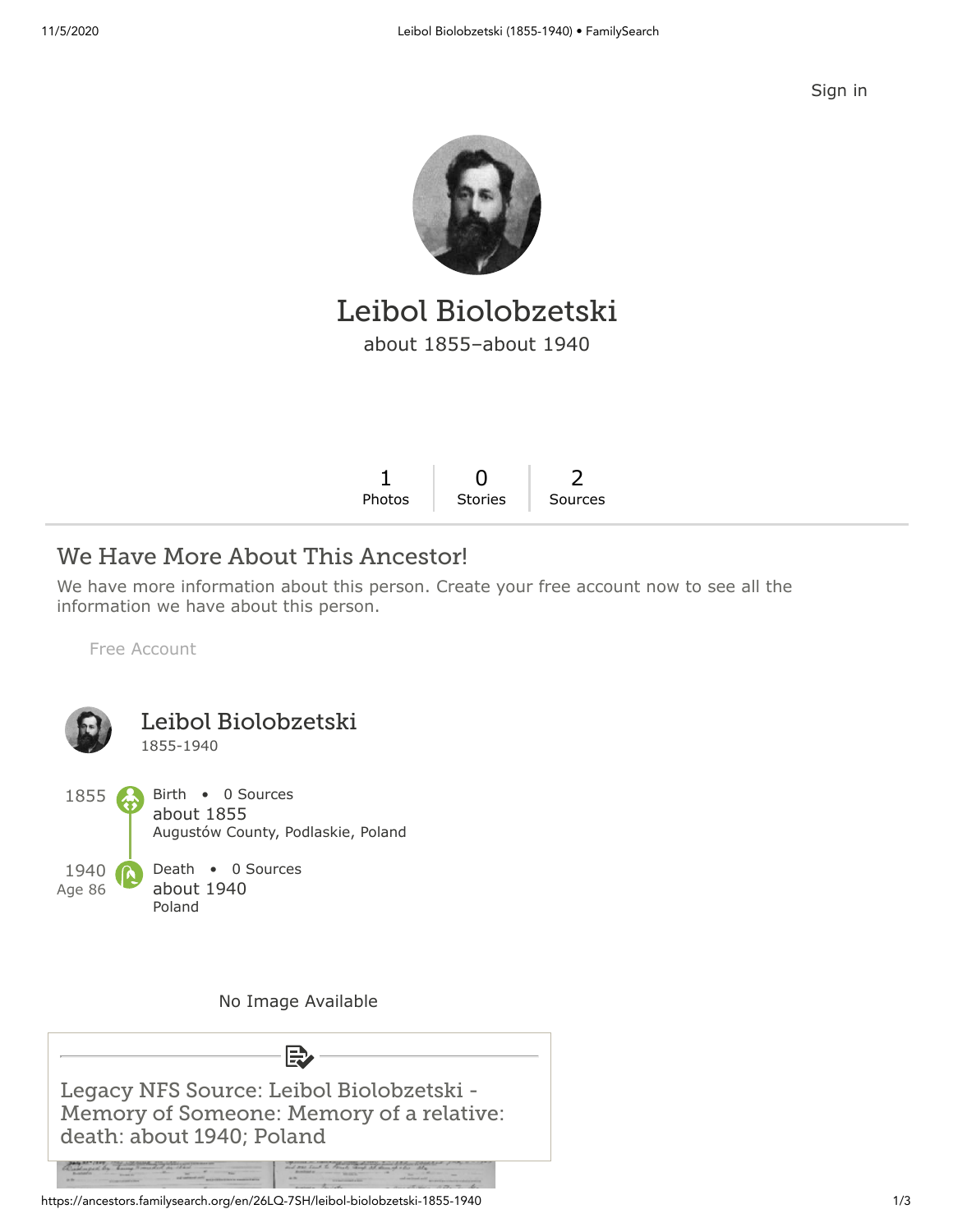Sign in

# Leibol Biolobzetski

about 1855–about 1940

| 1 | 0 | 2 |
|---|---|---|
| Photos | Stories | Sources |

## We Have More About This Ancestor!

We have more information about this person. Create your free account now to see all the information we have about this person.

Free Account

### Leibol Biolobzetski

1855-1940

1855 — Birth • 0 Sources
about 1855
Augustów County, Podlaskie, Poland

1940 (Age 86) — Death • 0 Sources
about 1940
Poland

No Image Available

Legacy NFS Source: Leibol Biolobzetski - Memory of Someone: Memory of a relative: death: about 1940; Poland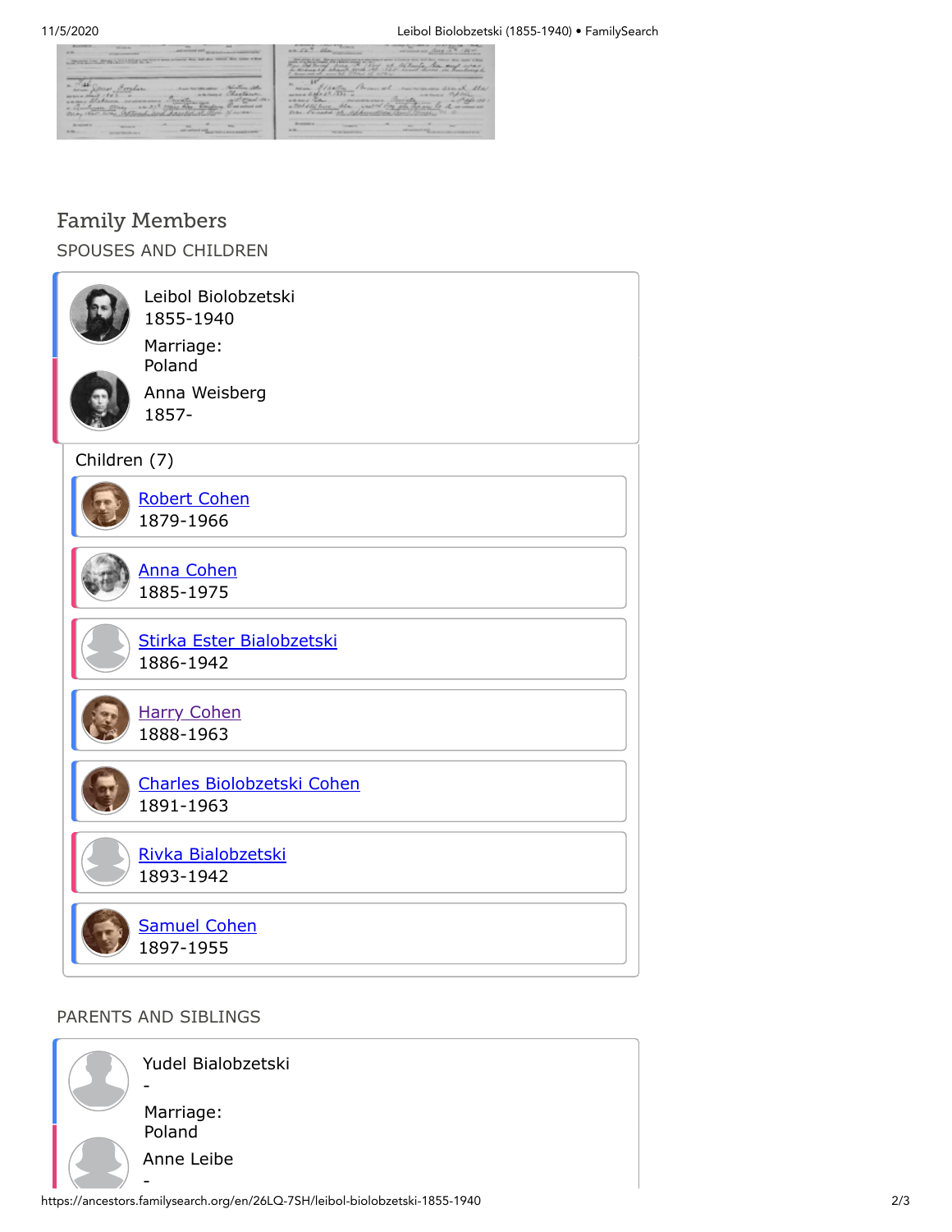## Family Members

### SPOUSES AND CHILDREN

Leibol Biolobzetski
1855-1940

Marriage:
Poland

Anna Weisberg
1857-

Children (7)

- Robert Cohen
1879-1966
- Anna Cohen
1885-1975
- Stirka Ester Bialobzetski
1886-1942
- Harry Cohen
1888-1963
- Charles Biolobzetski Cohen
1891-1963
- Rivka Bialobzetski
1893-1942
- Samuel Cohen
1897-1955

### PARENTS AND SIBLINGS

Yudel Bialobzetski
-

Marriage:
Poland

Anne Leibe
-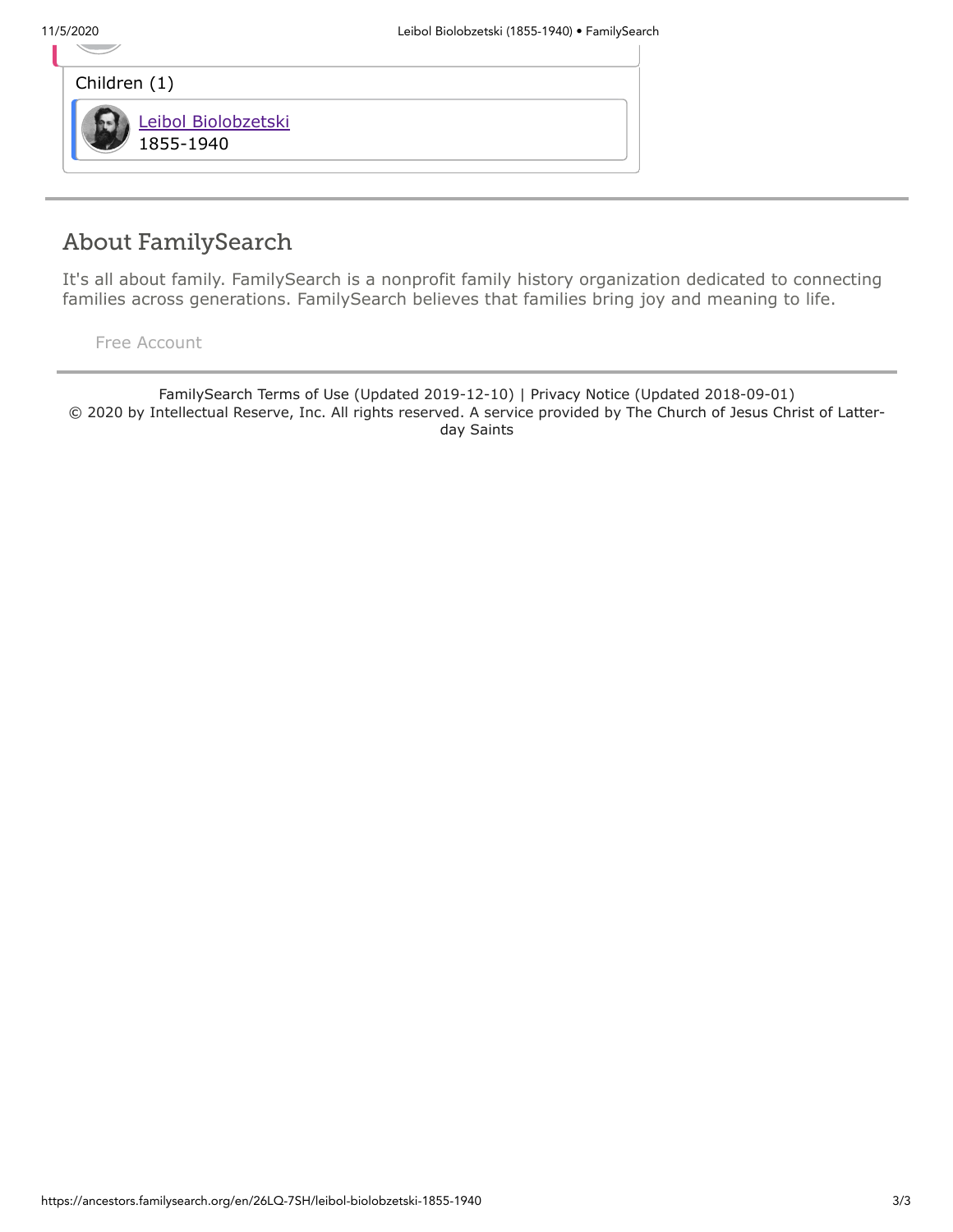Children (1)

Leibol Biolobzetski
1855-1940

## About FamilySearch

It's all about family. FamilySearch is a nonprofit family history organization dedicated to connecting families across generations. FamilySearch believes that families bring joy and meaning to life.

Free Account

FamilySearch Terms of Use (Updated 2019-12-10) | Privacy Notice (Updated 2018-09-01)
© 2020 by Intellectual Reserve, Inc. All rights reserved. A service provided by The Church of Jesus Christ of Latter-day Saints